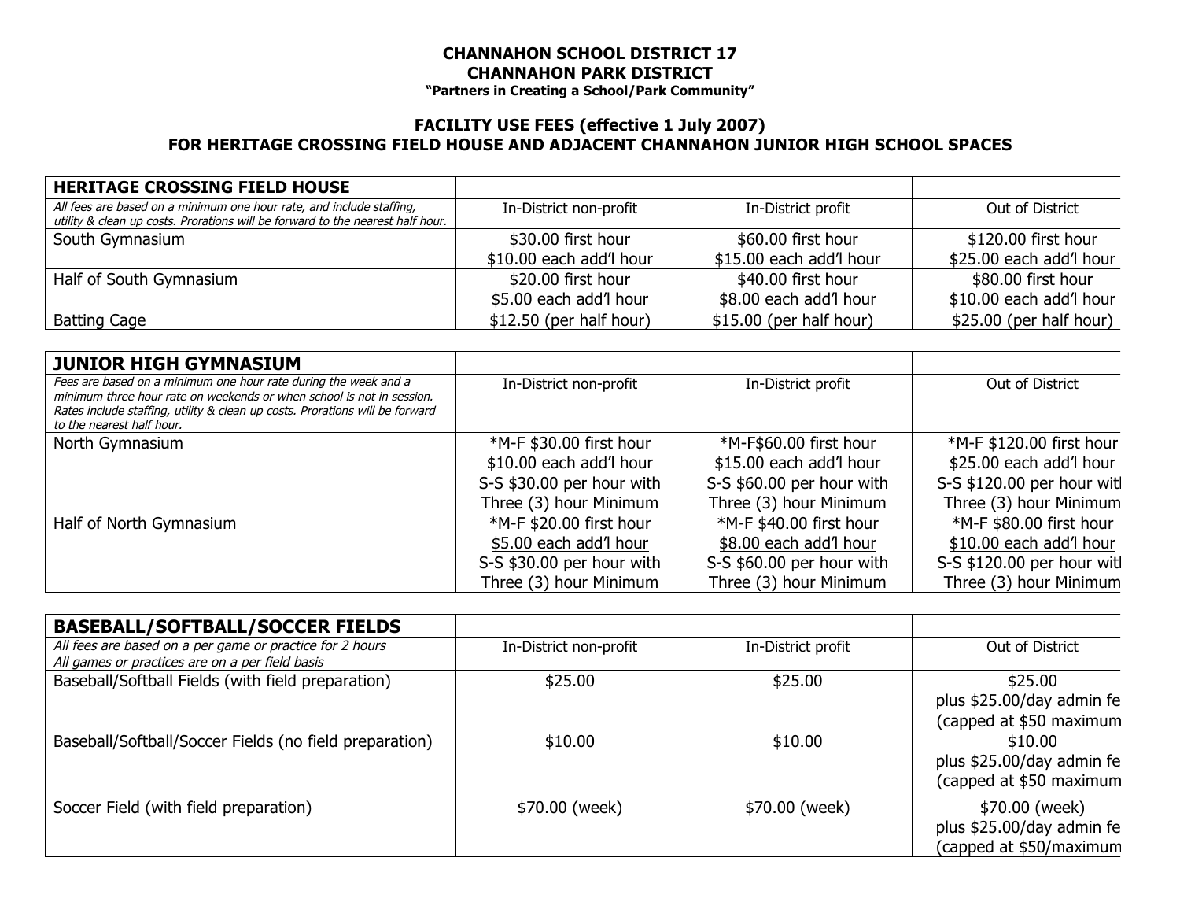**CHANNAHON SCHOOL DISTRICT 17**
**CHANNAHON PARK DISTRICT**
**"Partners in Creating a School/Park Community"**

## FACILITY USE FEES (effective 1 July 2007)
## FOR HERITAGE CROSSING FIELD HOUSE AND ADJACENT CHANNAHON JUNIOR HIGH SCHOOL SPACES

| **HERITAGE CROSSING FIELD HOUSE** | | | |
|---|---|---|---|
| *All fees are based on a minimum one hour rate, and include staffing, utility & clean up costs. Prorations will be forward to the nearest half hour.* | In-District non-profit | In-District profit | Out of District |
| South Gymnasium | $30.00 first hour<br>$10.00 each add'l hour | $60.00 first hour<br>$15.00 each add'l hour | $120.00 first hour<br>$25.00 each add'l hour |
| Half of South Gymnasium | $20.00 first hour<br>$5.00 each add'l hour | $40.00 first hour<br>$8.00 each add'l hour | $80.00 first hour<br>$10.00 each add'l hour |
| Batting Cage | $12.50 (per half hour) | $15.00 (per half hour) | $25.00 (per half hour) |

| **JUNIOR HIGH GYMNASIUM** | | | |
|---|---|---|---|
| *Fees are based on a minimum one hour rate during the week and a minimum three hour rate on weekends or when school is not in session. Rates include staffing, utility & clean up costs. Prorations will be forward to the nearest half hour.* | In-District non-profit | In-District profit | Out of District |
| North Gymnasium | *M-F $30.00 first hour<br>$10.00 each add'l hour<br>S-S $30.00 per hour with Three (3) hour Minimum | *M-F$60.00 first hour<br>$15.00 each add'l hour<br>S-S $60.00 per hour with Three (3) hour Minimum | *M-F $120.00 first hour<br>$25.00 each add'l hour<br>S-S $120.00 per hour witl Three (3) hour Minimum |
| Half of North Gymnasium | *M-F $20.00 first hour<br>$5.00 each add'l hour<br>S-S $30.00 per hour with Three (3) hour Minimum | *M-F $40.00 first hour<br>$8.00 each add'l hour<br>S-S $60.00 per hour with Three (3) hour Minimum | *M-F $80.00 first hour<br>$10.00 each add'l hour<br>S-S $120.00 per hour witl Three (3) hour Minimum |

| **BASEBALL/SOFTBALL/SOCCER FIELDS** | | | |
|---|---|---|---|
| *All fees are based on a per game or practice for 2 hours*<br>*All games or practices are on a per field basis* | In-District non-profit | In-District profit | Out of District |
| Baseball/Softball Fields (with field preparation) | $25.00 | $25.00 | $25.00<br>plus $25.00/day admin fe<br>(capped at $50 maximum |
| Baseball/Softball/Soccer Fields (no field preparation) | $10.00 | $10.00 | $10.00<br>plus $25.00/day admin fe<br>(capped at $50 maximum |
| Soccer Field (with field preparation) | $70.00 (week) | $70.00 (week) | $70.00 (week)<br>plus $25.00/day admin fe<br>(capped at $50/maximum |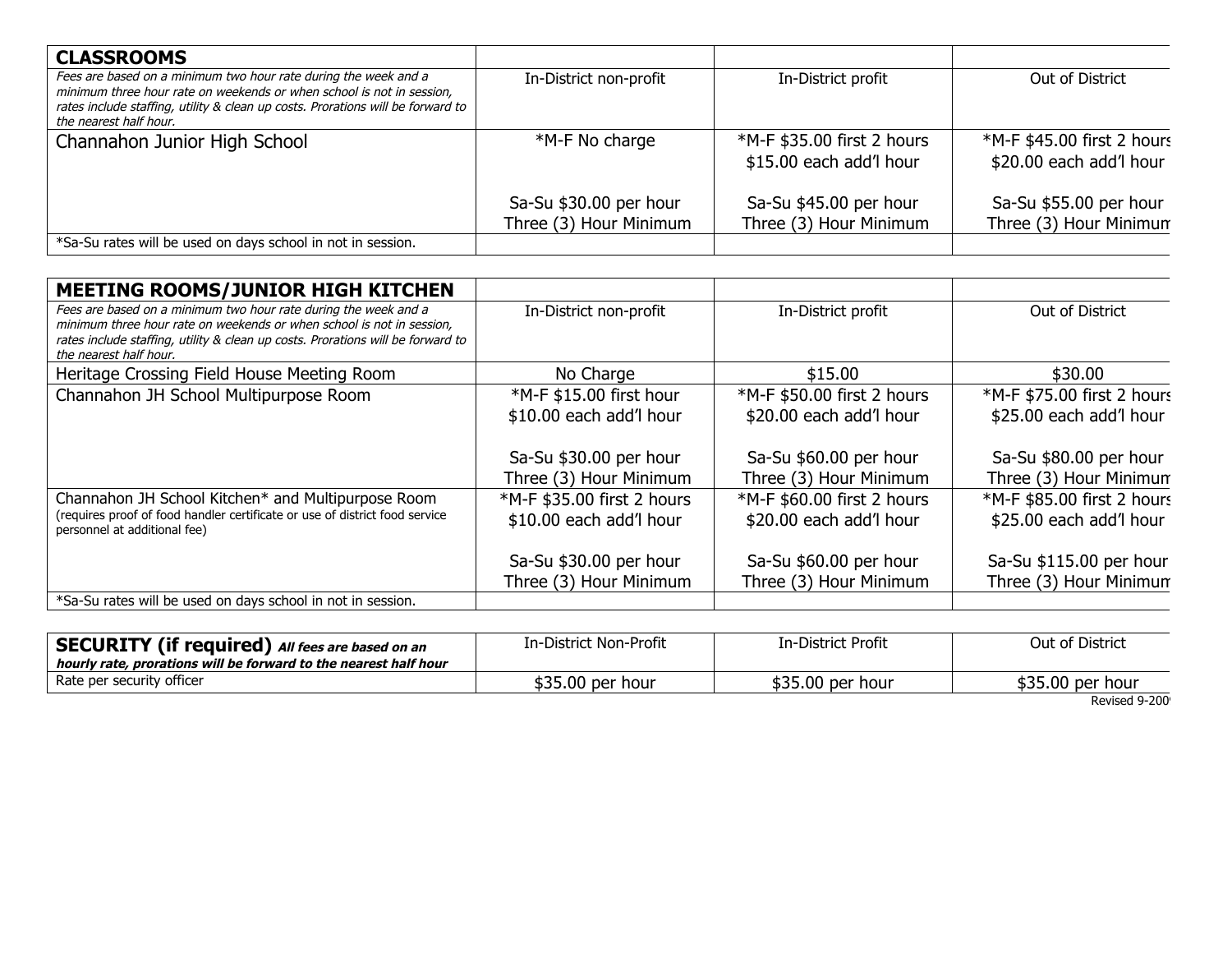| **CLASSROOMS** | | | |
|---|---|---|---|
| *Fees are based on a minimum two hour rate during the week and a minimum three hour rate on weekends or when school is not in session, rates include staffing, utility & clean up costs. Prorations will be forward to the nearest half hour.* | In-District non-profit | In-District profit | Out of District |
| Channahon Junior High School | *M-F No charge | *M-F $35.00 first 2 hours<br>$15.00 each add'l hour | *M-F $45.00 first 2 hours<br>$20.00 each add'l hour |
| | Sa-Su $30.00 per hour<br>Three (3) Hour Minimum | Sa-Su $45.00 per hour<br>Three (3) Hour Minimum | Sa-Su $55.00 per hour<br>Three (3) Hour Minimum |
| *Sa-Su rates will be used on days school in not in session. | | | |

| **MEETING ROOMS/JUNIOR HIGH KITCHEN** | | | |
|---|---|---|---|
| *Fees are based on a minimum two hour rate during the week and a minimum three hour rate on weekends or when school is not in session, rates include staffing, utility & clean up costs. Prorations will be forward to the nearest half hour.* | In-District non-profit | In-District profit | Out of District |
| Heritage Crossing Field House Meeting Room | No Charge | $15.00 | $30.00 |
| Channahon JH School Multipurpose Room | *M-F $15.00 first hour<br>$10.00 each add'l hour | *M-F $50.00 first 2 hours<br>$20.00 each add'l hour | *M-F $75.00 first 2 hours<br>$25.00 each add'l hour |
| | Sa-Su $30.00 per hour<br>Three (3) Hour Minimum | Sa-Su $60.00 per hour<br>Three (3) Hour Minimum | Sa-Su $80.00 per hour<br>Three (3) Hour Minimum |
| Channahon JH School Kitchen* and Multipurpose Room<br>(requires proof of food handler certificate or use of district food service personnel at additional fee) | *M-F $35.00 first 2 hours<br>$10.00 each add'l hour | *M-F $60.00 first 2 hours<br>$20.00 each add'l hour | *M-F $85.00 first 2 hours<br>$25.00 each add'l hour |
| | Sa-Su $30.00 per hour<br>Three (3) Hour Minimum | Sa-Su $60.00 per hour<br>Three (3) Hour Minimum | Sa-Su $115.00 per hour<br>Three (3) Hour Minimum |
| *Sa-Su rates will be used on days school in not in session. | | | |

| **SECURITY (if required)** ***All fees are based on an hourly rate, prorations will be forward to the nearest half hour*** | In-District Non-Profit | In-District Profit | Out of District |
|---|---|---|---|
| Rate per security officer | $35.00 per hour | $35.00 per hour | $35.00 per hour |

Revised 9-200